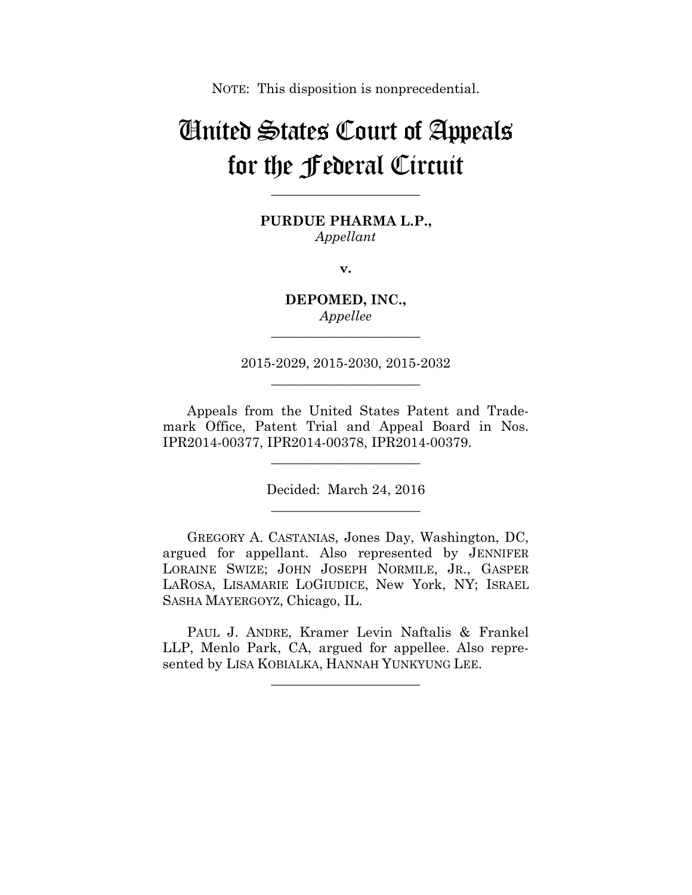NOTE: This disposition is nonprecedential.

# United States Court of Appeals for the Federal Circuit

______________________

**PURDUE PHARMA L.P.,**
*Appellant*

**v.**

**DEPOMED, INC.,**
*Appellee*

______________________

2015-2029, 2015-2030, 2015-2032

______________________

Appeals from the United States Patent and Trademark Office, Patent Trial and Appeal Board in Nos. IPR2014-00377, IPR2014-00378, IPR2014-00379.

______________________

Decided: March 24, 2016

______________________

GREGORY A. CASTANIAS, Jones Day, Washington, DC, argued for appellant. Also represented by JENNIFER LORAINE SWIZE; JOHN JOSEPH NORMILE, JR., GASPER LAROSA, LISAMARIE LOGIUDICE, New York, NY; ISRAEL SASHA MAYERGOYZ, Chicago, IL.

PAUL J. ANDRE, Kramer Levin Naftalis & Frankel LLP, Menlo Park, CA, argued for appellee. Also represented by LISA KOBIALKA, HANNAH YUNKYUNG LEE.

______________________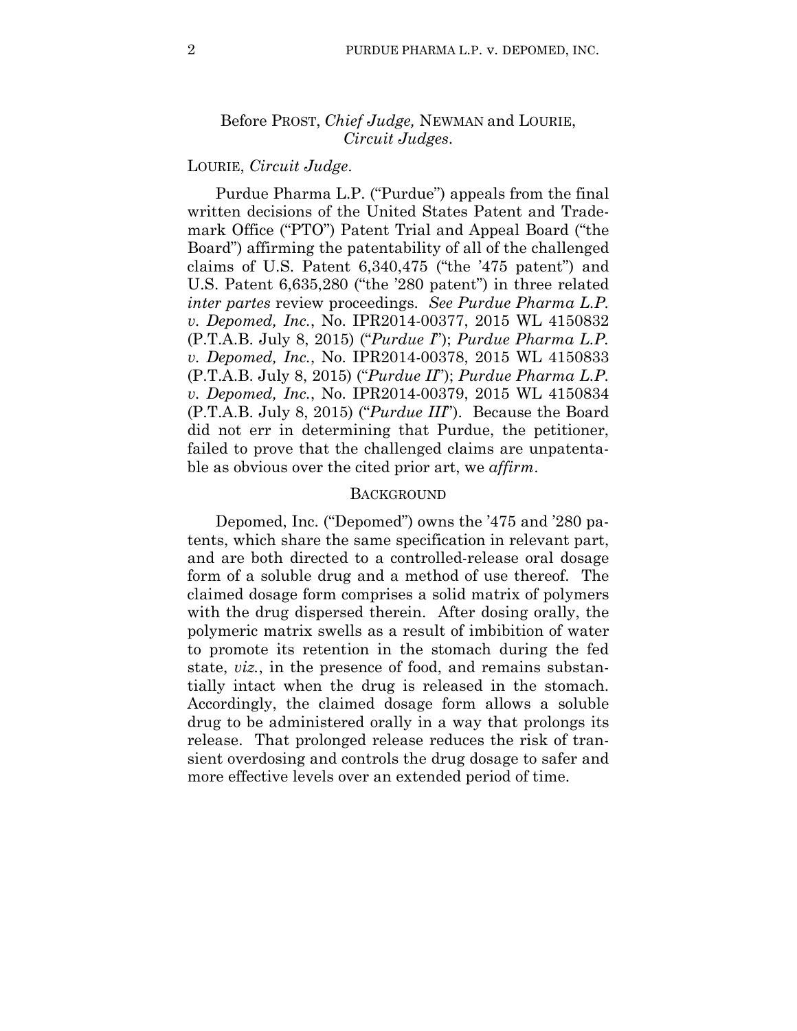Before PROST, *Chief Judge,* NEWMAN and LOURIE, *Circuit Judges*.

LOURIE, *Circuit Judge*.

Purdue Pharma L.P. ("Purdue") appeals from the final written decisions of the United States Patent and Trademark Office ("PTO") Patent Trial and Appeal Board ("the Board") affirming the patentability of all of the challenged claims of U.S. Patent 6,340,475 ("the '475 patent") and U.S. Patent 6,635,280 ("the '280 patent") in three related *inter partes* review proceedings. *See Purdue Pharma L.P. v. Depomed, Inc.*, No. IPR2014-00377, 2015 WL 4150832 (P.T.A.B. July 8, 2015) ("*Purdue I*"); *Purdue Pharma L.P. v. Depomed, Inc.*, No. IPR2014-00378, 2015 WL 4150833 (P.T.A.B. July 8, 2015) ("*Purdue II*"); *Purdue Pharma L.P. v. Depomed, Inc.*, No. IPR2014-00379, 2015 WL 4150834 (P.T.A.B. July 8, 2015) ("*Purdue III*"). Because the Board did not err in determining that Purdue, the petitioner, failed to prove that the challenged claims are unpatentable as obvious over the cited prior art, we *affirm*.

## BACKGROUND

Depomed, Inc. ("Depomed") owns the '475 and '280 patents, which share the same specification in relevant part, and are both directed to a controlled-release oral dosage form of a soluble drug and a method of use thereof. The claimed dosage form comprises a solid matrix of polymers with the drug dispersed therein. After dosing orally, the polymeric matrix swells as a result of imbibition of water to promote its retention in the stomach during the fed state, *viz.*, in the presence of food, and remains substantially intact when the drug is released in the stomach. Accordingly, the claimed dosage form allows a soluble drug to be administered orally in a way that prolongs its release. That prolonged release reduces the risk of transient overdosing and controls the drug dosage to safer and more effective levels over an extended period of time.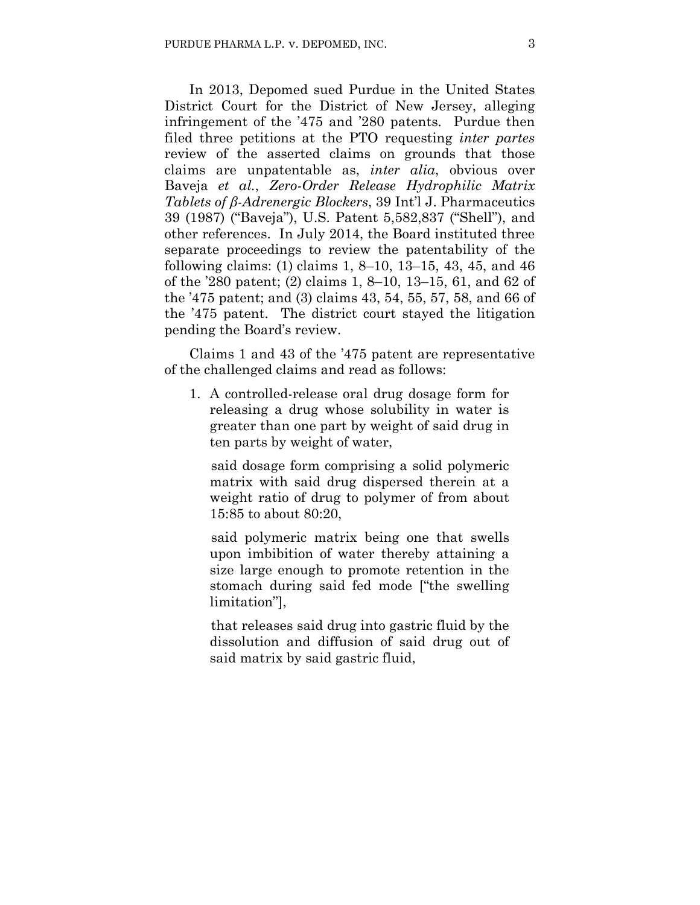In 2013, Depomed sued Purdue in the United States District Court for the District of New Jersey, alleging infringement of the '475 and '280 patents. Purdue then filed three petitions at the PTO requesting *inter partes* review of the asserted claims on grounds that those claims are unpatentable as, *inter alia*, obvious over Baveja *et al.*, *Zero-Order Release Hydrophilic Matrix Tablets of β-Adrenergic Blockers*, 39 Int'l J. Pharmaceutics 39 (1987) ("Baveja"), U.S. Patent 5,582,837 ("Shell"), and other references. In July 2014, the Board instituted three separate proceedings to review the patentability of the following claims: (1) claims 1, 8–10, 13–15, 43, 45, and 46 of the '280 patent; (2) claims 1, 8–10, 13–15, 61, and 62 of the '475 patent; and (3) claims 43, 54, 55, 57, 58, and 66 of the '475 patent. The district court stayed the litigation pending the Board's review.

Claims 1 and 43 of the '475 patent are representative of the challenged claims and read as follows:

> 1. A controlled-release oral drug dosage form for releasing a drug whose solubility in water is greater than one part by weight of said drug in ten parts by weight of water,
>
> said dosage form comprising a solid polymeric matrix with said drug dispersed therein at a weight ratio of drug to polymer of from about 15:85 to about 80:20,
>
> said polymeric matrix being one that swells upon imbibition of water thereby attaining a size large enough to promote retention in the stomach during said fed mode ["the swelling limitation"],
>
> that releases said drug into gastric fluid by the dissolution and diffusion of said drug out of said matrix by said gastric fluid,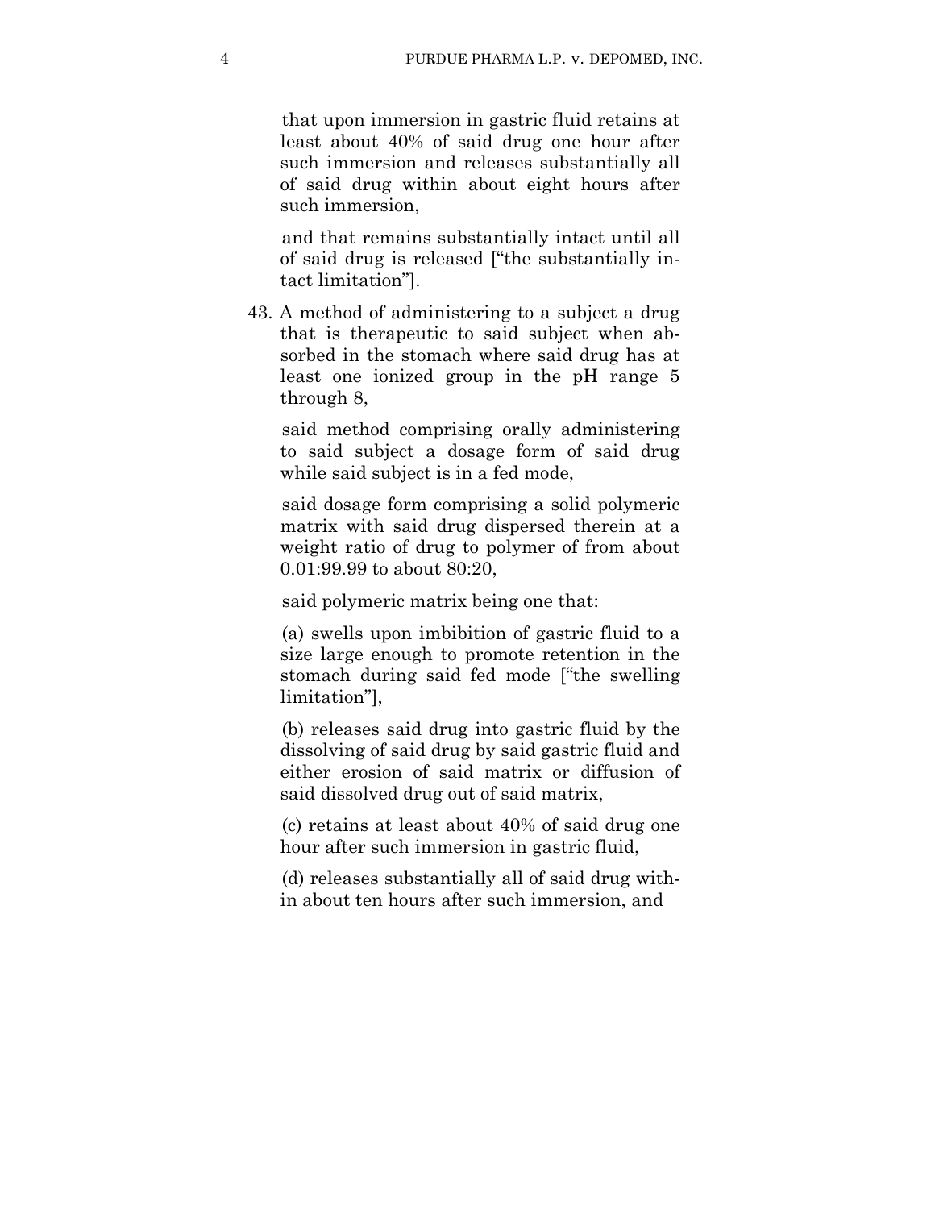that upon immersion in gastric fluid retains at least about 40% of said drug one hour after such immersion and releases substantially all of said drug within about eight hours after such immersion,

and that remains substantially intact until all of said drug is released ["the substantially intact limitation"].

43. A method of administering to a subject a drug that is therapeutic to said subject when absorbed in the stomach where said drug has at least one ionized group in the pH range 5 through 8,

said method comprising orally administering to said subject a dosage form of said drug while said subject is in a fed mode,

said dosage form comprising a solid polymeric matrix with said drug dispersed therein at a weight ratio of drug to polymer of from about 0.01:99.99 to about 80:20,

said polymeric matrix being one that:

(a) swells upon imbibition of gastric fluid to a size large enough to promote retention in the stomach during said fed mode ["the swelling limitation"],

(b) releases said drug into gastric fluid by the dissolving of said drug by said gastric fluid and either erosion of said matrix or diffusion of said dissolved drug out of said matrix,

(c) retains at least about 40% of said drug one hour after such immersion in gastric fluid,

(d) releases substantially all of said drug within about ten hours after such immersion, and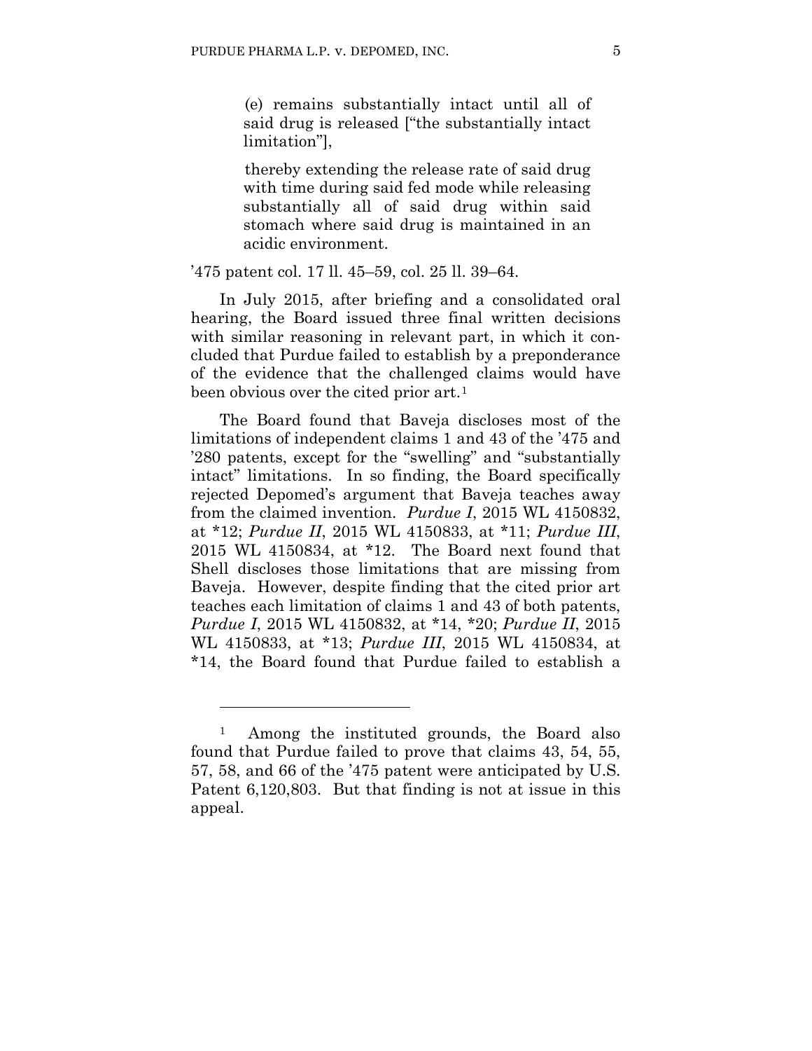> (e) remains substantially intact until all of said drug is released ["the substantially intact limitation"],
>
> thereby extending the release rate of said drug with time during said fed mode while releasing substantially all of said drug within said stomach where said drug is maintained in an acidic environment.

'475 patent col. 17 ll. 45–59, col. 25 ll. 39–64.

In July 2015, after briefing and a consolidated oral hearing, the Board issued three final written decisions with similar reasoning in relevant part, in which it concluded that Purdue failed to establish by a preponderance of the evidence that the challenged claims would have been obvious over the cited prior art.[1]

The Board found that Baveja discloses most of the limitations of independent claims 1 and 43 of the '475 and '280 patents, except for the "swelling" and "substantially intact" limitations. In so finding, the Board specifically rejected Depomed's argument that Baveja teaches away from the claimed invention. *Purdue I*, 2015 WL 4150832, at *12; *Purdue II*, 2015 WL 4150833, at *11; *Purdue III*, 2015 WL 4150834, at *12. The Board next found that Shell discloses those limitations that are missing from Baveja. However, despite finding that the cited prior art teaches each limitation of claims 1 and 43 of both patents, *Purdue I*, 2015 WL 4150832, at *14, *20; *Purdue II*, 2015 WL 4150833, at *13; *Purdue III*, 2015 WL 4150834, at *14, the Board found that Purdue failed to establish a

---

[1] Among the instituted grounds, the Board also found that Purdue failed to prove that claims 43, 54, 55, 57, 58, and 66 of the '475 patent were anticipated by U.S. Patent 6,120,803. But that finding is not at issue in this appeal.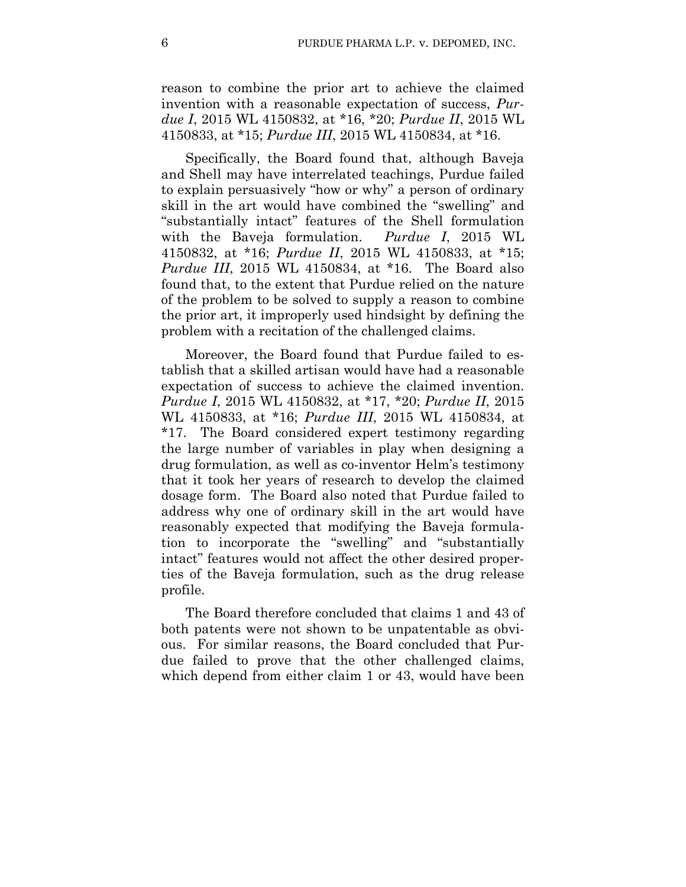reason to combine the prior art to achieve the claimed invention with a reasonable expectation of success, *Purdue I*, 2015 WL 4150832, at *16, *20; *Purdue II*, 2015 WL 4150833, at *15; *Purdue III*, 2015 WL 4150834, at *16.

Specifically, the Board found that, although Baveja and Shell may have interrelated teachings, Purdue failed to explain persuasively "how or why" a person of ordinary skill in the art would have combined the "swelling" and "substantially intact" features of the Shell formulation with the Baveja formulation. *Purdue I*, 2015 WL 4150832, at *16; *Purdue II*, 2015 WL 4150833, at *15; *Purdue III*, 2015 WL 4150834, at *16. The Board also found that, to the extent that Purdue relied on the nature of the problem to be solved to supply a reason to combine the prior art, it improperly used hindsight by defining the problem with a recitation of the challenged claims.

Moreover, the Board found that Purdue failed to establish that a skilled artisan would have had a reasonable expectation of success to achieve the claimed invention. *Purdue I*, 2015 WL 4150832, at *17, *20; *Purdue II*, 2015 WL 4150833, at *16; *Purdue III*, 2015 WL 4150834, at *17. The Board considered expert testimony regarding the large number of variables in play when designing a drug formulation, as well as co-inventor Helm's testimony that it took her years of research to develop the claimed dosage form. The Board also noted that Purdue failed to address why one of ordinary skill in the art would have reasonably expected that modifying the Baveja formulation to incorporate the "swelling" and "substantially intact" features would not affect the other desired properties of the Baveja formulation, such as the drug release profile.

The Board therefore concluded that claims 1 and 43 of both patents were not shown to be unpatentable as obvious. For similar reasons, the Board concluded that Purdue failed to prove that the other challenged claims, which depend from either claim 1 or 43, would have been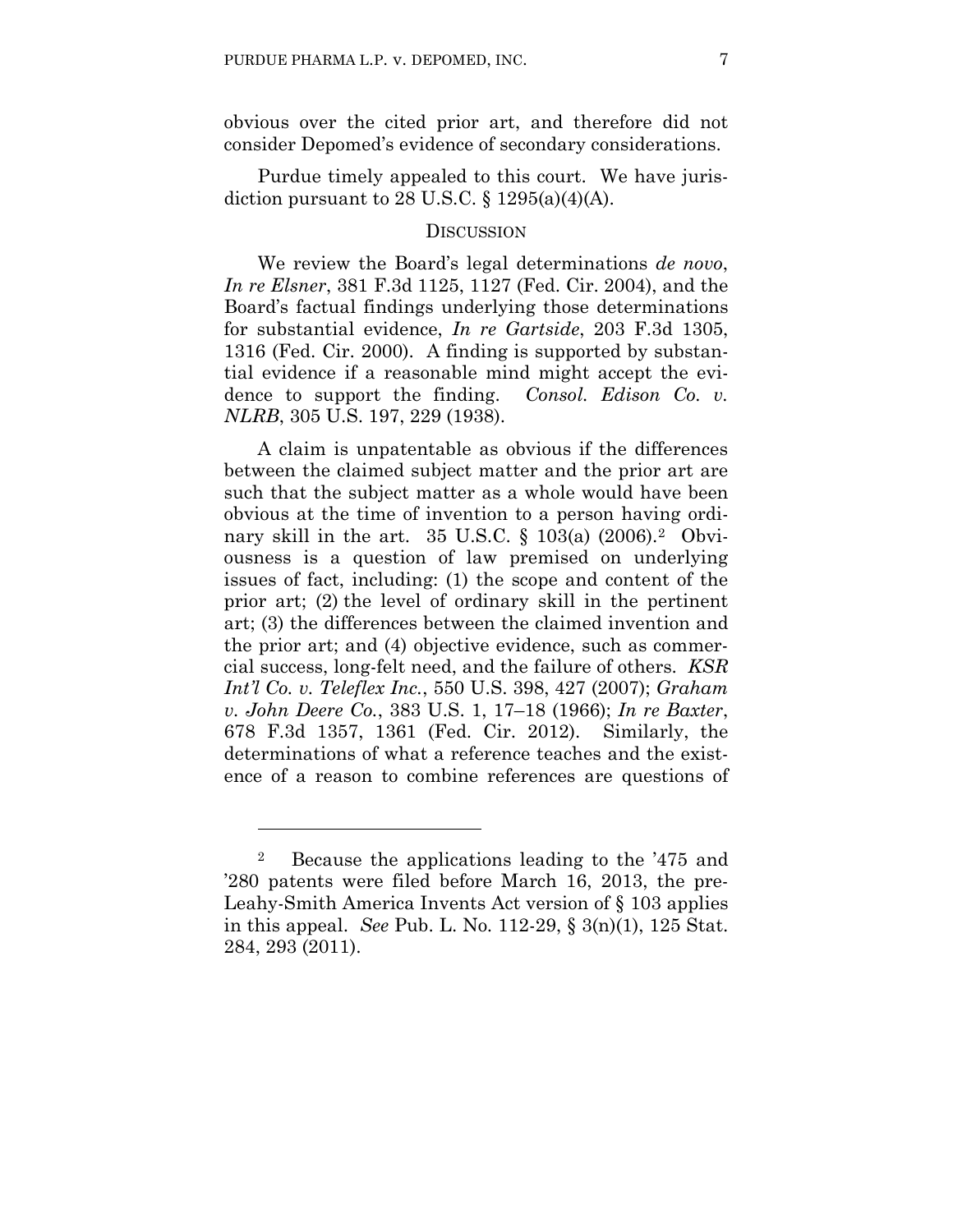obvious over the cited prior art, and therefore did not consider Depomed's evidence of secondary considerations.

Purdue timely appealed to this court. We have jurisdiction pursuant to 28 U.S.C. § 1295(a)(4)(A).

## DISCUSSION

We review the Board's legal determinations *de novo*, *In re Elsner*, 381 F.3d 1125, 1127 (Fed. Cir. 2004), and the Board's factual findings underlying those determinations for substantial evidence, *In re Gartside*, 203 F.3d 1305, 1316 (Fed. Cir. 2000). A finding is supported by substantial evidence if a reasonable mind might accept the evidence to support the finding. *Consol. Edison Co. v. NLRB*, 305 U.S. 197, 229 (1938).

A claim is unpatentable as obvious if the differences between the claimed subject matter and the prior art are such that the subject matter as a whole would have been obvious at the time of invention to a person having ordinary skill in the art. 35 U.S.C. § 103(a) (2006).[2] Obviousness is a question of law premised on underlying issues of fact, including: (1) the scope and content of the prior art; (2) the level of ordinary skill in the pertinent art; (3) the differences between the claimed invention and the prior art; and (4) objective evidence, such as commercial success, long-felt need, and the failure of others. *KSR Int'l Co. v. Teleflex Inc.*, 550 U.S. 398, 427 (2007); *Graham v. John Deere Co.*, 383 U.S. 1, 17–18 (1966); *In re Baxter*, 678 F.3d 1357, 1361 (Fed. Cir. 2012). Similarly, the determinations of what a reference teaches and the existence of a reason to combine references are questions of

---

[2] Because the applications leading to the '475 and '280 patents were filed before March 16, 2013, the pre-Leahy-Smith America Invents Act version of § 103 applies in this appeal. *See* Pub. L. No. 112-29, § 3(n)(1), 125 Stat. 284, 293 (2011).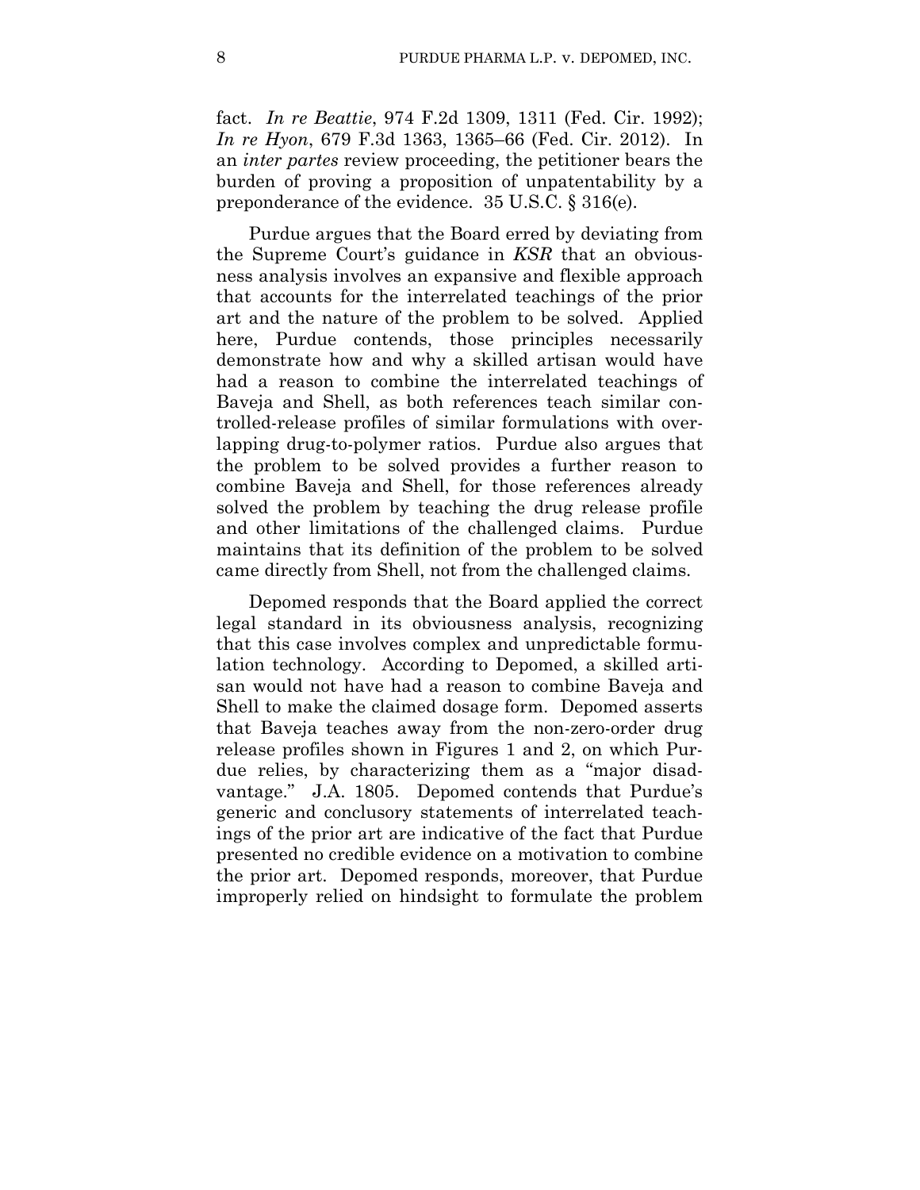fact. *In re Beattie*, 974 F.2d 1309, 1311 (Fed. Cir. 1992); *In re Hyon*, 679 F.3d 1363, 1365–66 (Fed. Cir. 2012). In an *inter partes* review proceeding, the petitioner bears the burden of proving a proposition of unpatentability by a preponderance of the evidence. 35 U.S.C. § 316(e).

Purdue argues that the Board erred by deviating from the Supreme Court's guidance in *KSR* that an obviousness analysis involves an expansive and flexible approach that accounts for the interrelated teachings of the prior art and the nature of the problem to be solved. Applied here, Purdue contends, those principles necessarily demonstrate how and why a skilled artisan would have had a reason to combine the interrelated teachings of Baveja and Shell, as both references teach similar controlled-release profiles of similar formulations with overlapping drug-to-polymer ratios. Purdue also argues that the problem to be solved provides a further reason to combine Baveja and Shell, for those references already solved the problem by teaching the drug release profile and other limitations of the challenged claims. Purdue maintains that its definition of the problem to be solved came directly from Shell, not from the challenged claims.

Depomed responds that the Board applied the correct legal standard in its obviousness analysis, recognizing that this case involves complex and unpredictable formulation technology. According to Depomed, a skilled artisan would not have had a reason to combine Baveja and Shell to make the claimed dosage form. Depomed asserts that Baveja teaches away from the non-zero-order drug release profiles shown in Figures 1 and 2, on which Purdue relies, by characterizing them as a "major disadvantage." J.A. 1805. Depomed contends that Purdue's generic and conclusory statements of interrelated teachings of the prior art are indicative of the fact that Purdue presented no credible evidence on a motivation to combine the prior art. Depomed responds, moreover, that Purdue improperly relied on hindsight to formulate the problem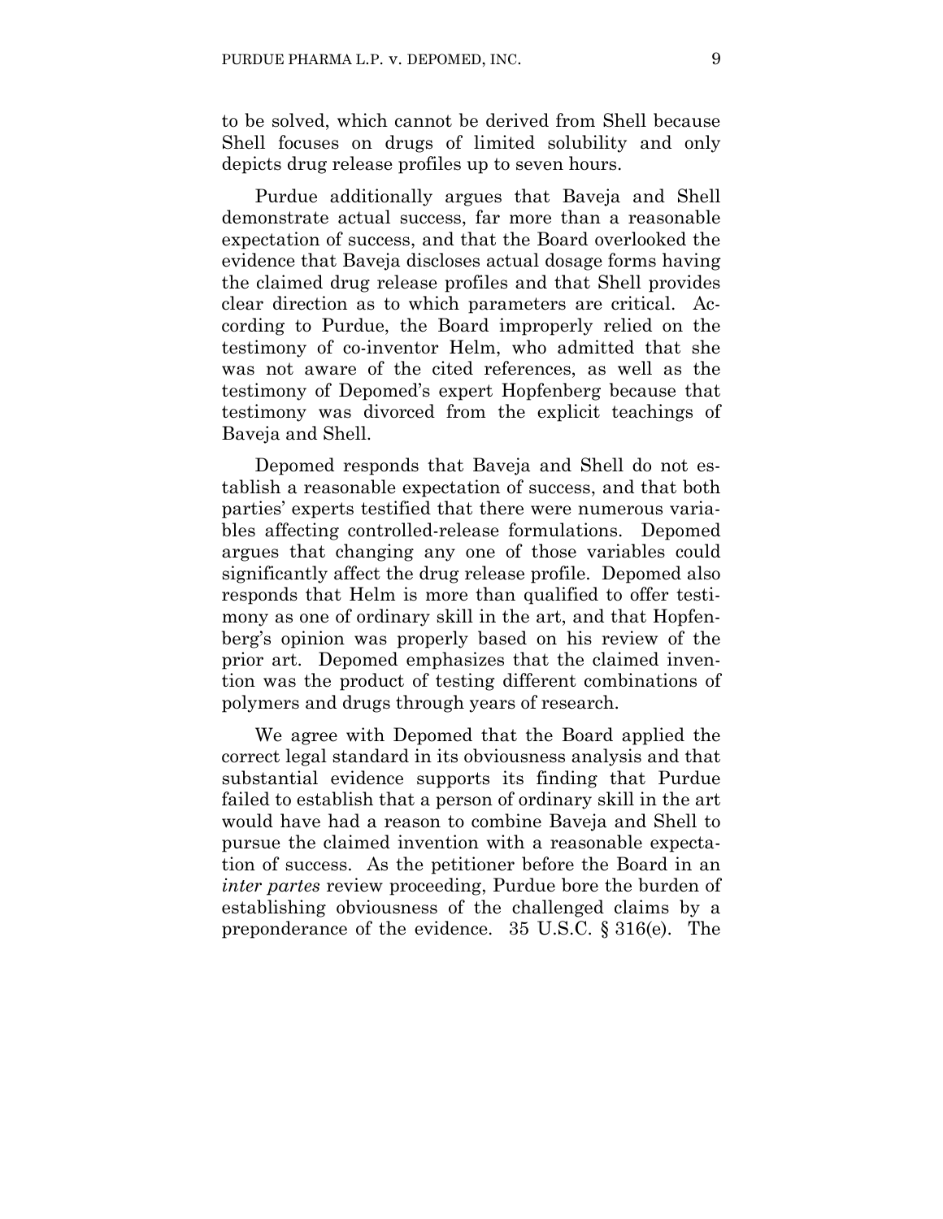to be solved, which cannot be derived from Shell because Shell focuses on drugs of limited solubility and only depicts drug release profiles up to seven hours.

Purdue additionally argues that Baveja and Shell demonstrate actual success, far more than a reasonable expectation of success, and that the Board overlooked the evidence that Baveja discloses actual dosage forms having the claimed drug release profiles and that Shell provides clear direction as to which parameters are critical. According to Purdue, the Board improperly relied on the testimony of co-inventor Helm, who admitted that she was not aware of the cited references, as well as the testimony of Depomed's expert Hopfenberg because that testimony was divorced from the explicit teachings of Baveja and Shell.

Depomed responds that Baveja and Shell do not establish a reasonable expectation of success, and that both parties' experts testified that there were numerous variables affecting controlled-release formulations. Depomed argues that changing any one of those variables could significantly affect the drug release profile. Depomed also responds that Helm is more than qualified to offer testimony as one of ordinary skill in the art, and that Hopfenberg's opinion was properly based on his review of the prior art. Depomed emphasizes that the claimed invention was the product of testing different combinations of polymers and drugs through years of research.

We agree with Depomed that the Board applied the correct legal standard in its obviousness analysis and that substantial evidence supports its finding that Purdue failed to establish that a person of ordinary skill in the art would have had a reason to combine Baveja and Shell to pursue the claimed invention with a reasonable expectation of success. As the petitioner before the Board in an *inter partes* review proceeding, Purdue bore the burden of establishing obviousness of the challenged claims by a preponderance of the evidence. 35 U.S.C. § 316(e). The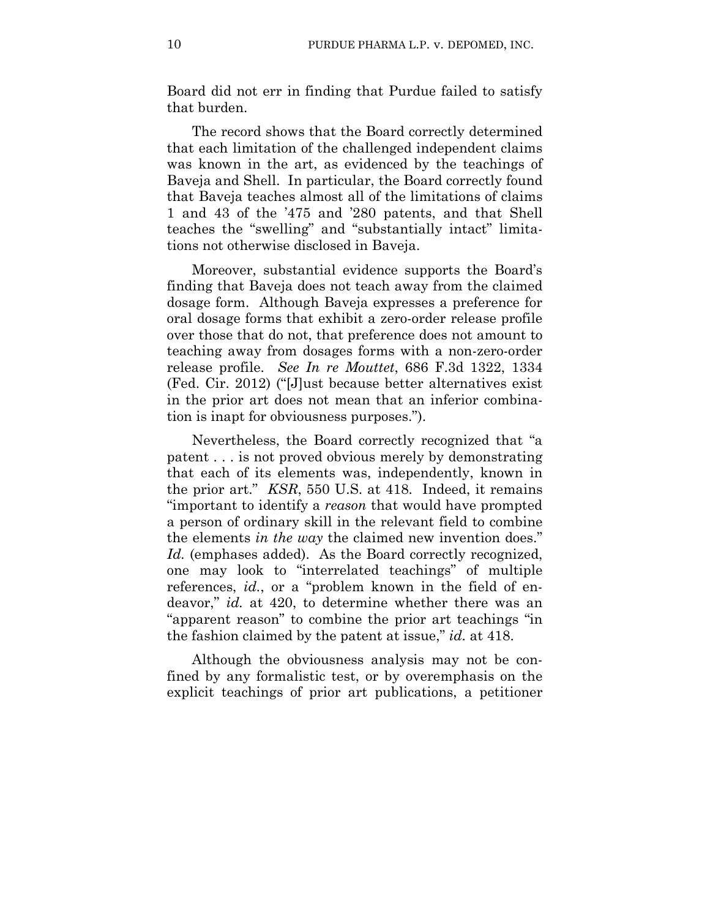Board did not err in finding that Purdue failed to satisfy that burden.

The record shows that the Board correctly determined that each limitation of the challenged independent claims was known in the art, as evidenced by the teachings of Baveja and Shell. In particular, the Board correctly found that Baveja teaches almost all of the limitations of claims 1 and 43 of the '475 and '280 patents, and that Shell teaches the "swelling" and "substantially intact" limitations not otherwise disclosed in Baveja.

Moreover, substantial evidence supports the Board's finding that Baveja does not teach away from the claimed dosage form. Although Baveja expresses a preference for oral dosage forms that exhibit a zero-order release profile over those that do not, that preference does not amount to teaching away from dosages forms with a non-zero-order release profile. *See In re Mouttet*, 686 F.3d 1322, 1334 (Fed. Cir. 2012) ("[J]ust because better alternatives exist in the prior art does not mean that an inferior combination is inapt for obviousness purposes.").

Nevertheless, the Board correctly recognized that "a patent . . . is not proved obvious merely by demonstrating that each of its elements was, independently, known in the prior art." *KSR*, 550 U.S. at 418. Indeed, it remains "important to identify a *reason* that would have prompted a person of ordinary skill in the relevant field to combine the elements *in the way* the claimed new invention does." *Id.* (emphases added). As the Board correctly recognized, one may look to "interrelated teachings" of multiple references, *id.*, or a "problem known in the field of endeavor," *id.* at 420, to determine whether there was an "apparent reason" to combine the prior art teachings "in the fashion claimed by the patent at issue," *id.* at 418.

Although the obviousness analysis may not be confined by any formalistic test, or by overemphasis on the explicit teachings of prior art publications, a petitioner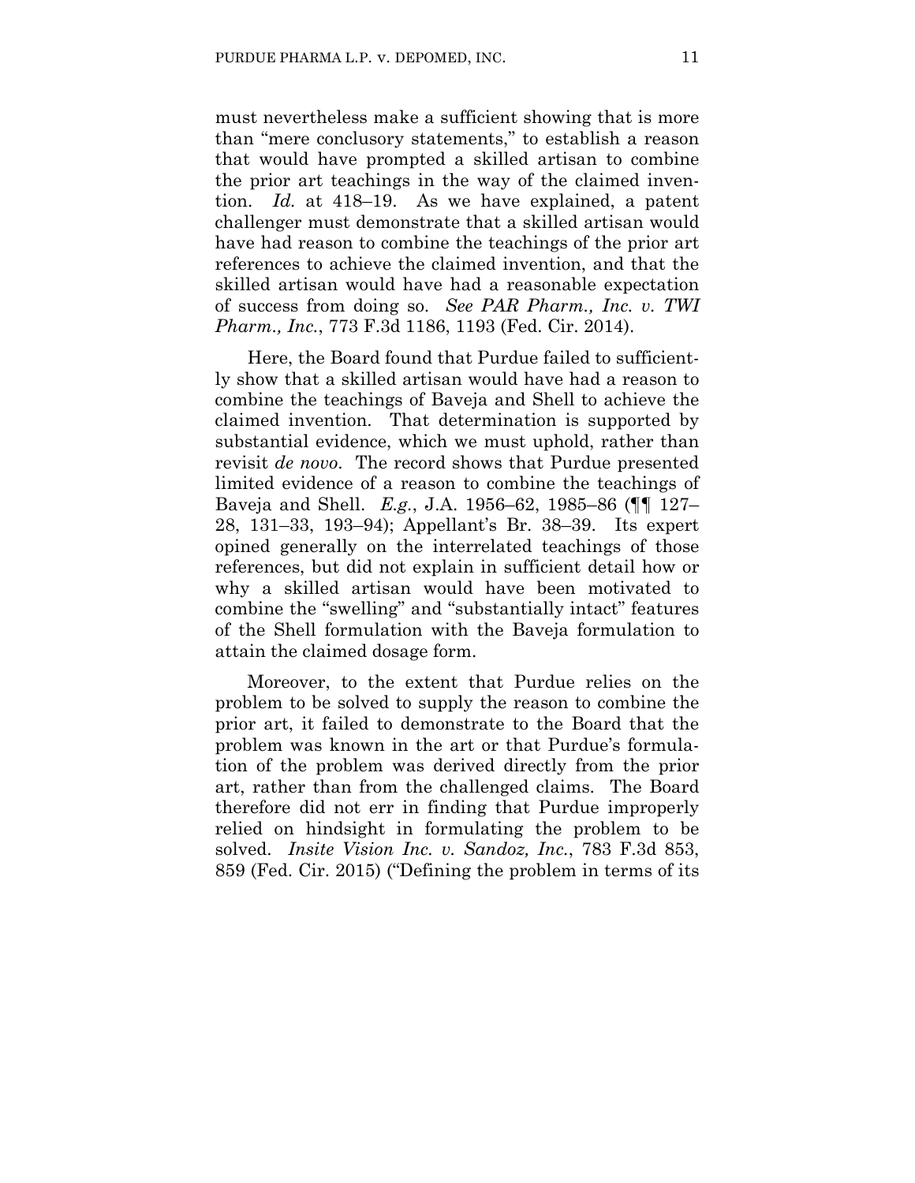must nevertheless make a sufficient showing that is more than "mere conclusory statements," to establish a reason that would have prompted a skilled artisan to combine the prior art teachings in the way of the claimed invention. *Id.* at 418–19. As we have explained, a patent challenger must demonstrate that a skilled artisan would have had reason to combine the teachings of the prior art references to achieve the claimed invention, and that the skilled artisan would have had a reasonable expectation of success from doing so. *See PAR Pharm., Inc. v. TWI Pharm., Inc.*, 773 F.3d 1186, 1193 (Fed. Cir. 2014).

Here, the Board found that Purdue failed to sufficiently show that a skilled artisan would have had a reason to combine the teachings of Baveja and Shell to achieve the claimed invention. That determination is supported by substantial evidence, which we must uphold, rather than revisit *de novo*. The record shows that Purdue presented limited evidence of a reason to combine the teachings of Baveja and Shell. *E.g.*, J.A. 1956–62, 1985–86 (¶¶ 127–28, 131–33, 193–94); Appellant's Br. 38–39. Its expert opined generally on the interrelated teachings of those references, but did not explain in sufficient detail how or why a skilled artisan would have been motivated to combine the "swelling" and "substantially intact" features of the Shell formulation with the Baveja formulation to attain the claimed dosage form.

Moreover, to the extent that Purdue relies on the problem to be solved to supply the reason to combine the prior art, it failed to demonstrate to the Board that the problem was known in the art or that Purdue's formulation of the problem was derived directly from the prior art, rather than from the challenged claims. The Board therefore did not err in finding that Purdue improperly relied on hindsight in formulating the problem to be solved. *Insite Vision Inc. v. Sandoz, Inc.*, 783 F.3d 853, 859 (Fed. Cir. 2015) ("Defining the problem in terms of its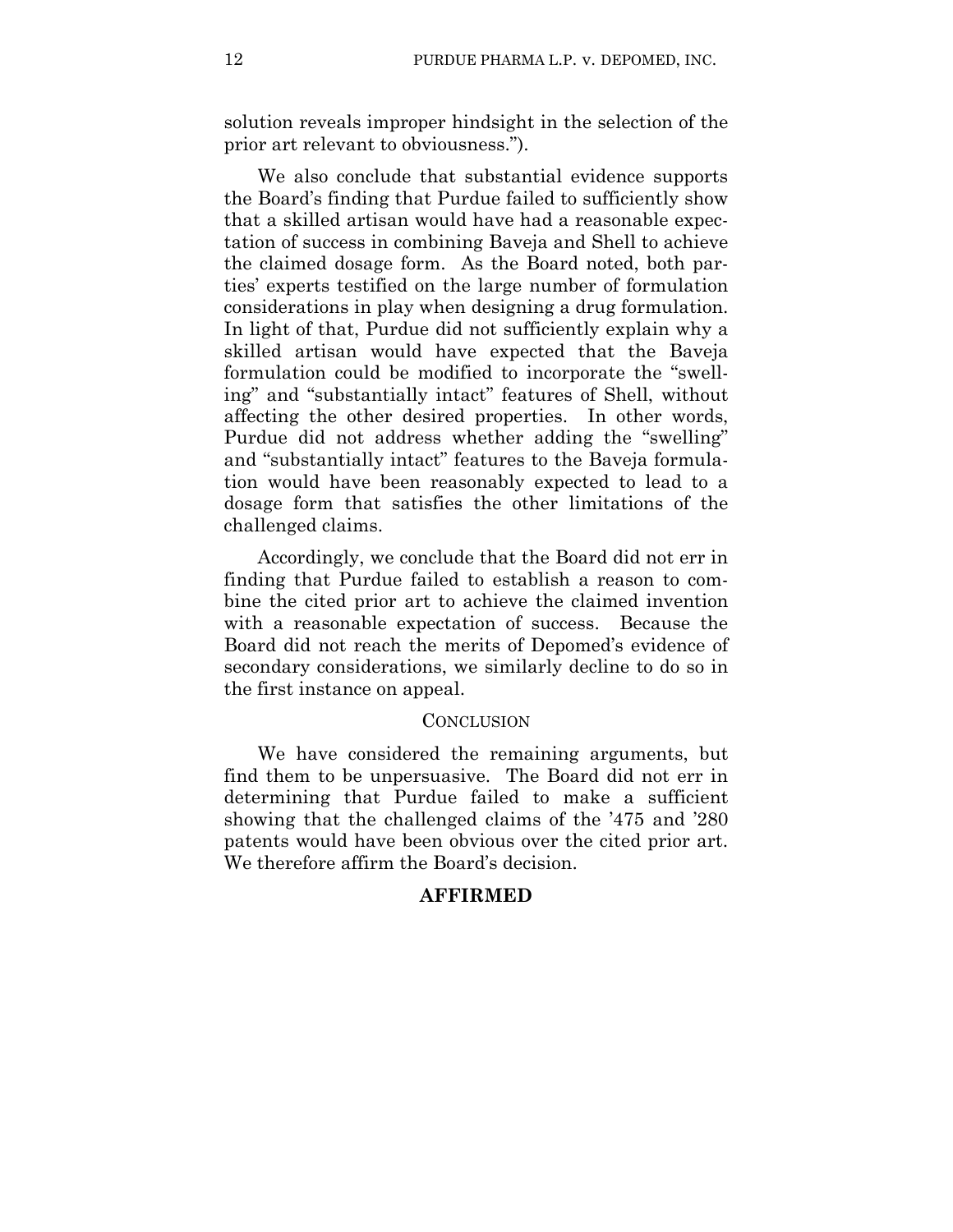solution reveals improper hindsight in the selection of the prior art relevant to obviousness.").

We also conclude that substantial evidence supports the Board's finding that Purdue failed to sufficiently show that a skilled artisan would have had a reasonable expectation of success in combining Baveja and Shell to achieve the claimed dosage form. As the Board noted, both parties' experts testified on the large number of formulation considerations in play when designing a drug formulation. In light of that, Purdue did not sufficiently explain why a skilled artisan would have expected that the Baveja formulation could be modified to incorporate the "swelling" and "substantially intact" features of Shell, without affecting the other desired properties. In other words, Purdue did not address whether adding the "swelling" and "substantially intact" features to the Baveja formulation would have been reasonably expected to lead to a dosage form that satisfies the other limitations of the challenged claims.

Accordingly, we conclude that the Board did not err in finding that Purdue failed to establish a reason to combine the cited prior art to achieve the claimed invention with a reasonable expectation of success. Because the Board did not reach the merits of Depomed's evidence of secondary considerations, we similarly decline to do so in the first instance on appeal.

## CONCLUSION

We have considered the remaining arguments, but find them to be unpersuasive. The Board did not err in determining that Purdue failed to make a sufficient showing that the challenged claims of the '475 and '280 patents would have been obvious over the cited prior art. We therefore affirm the Board's decision.

**AFFIRMED**